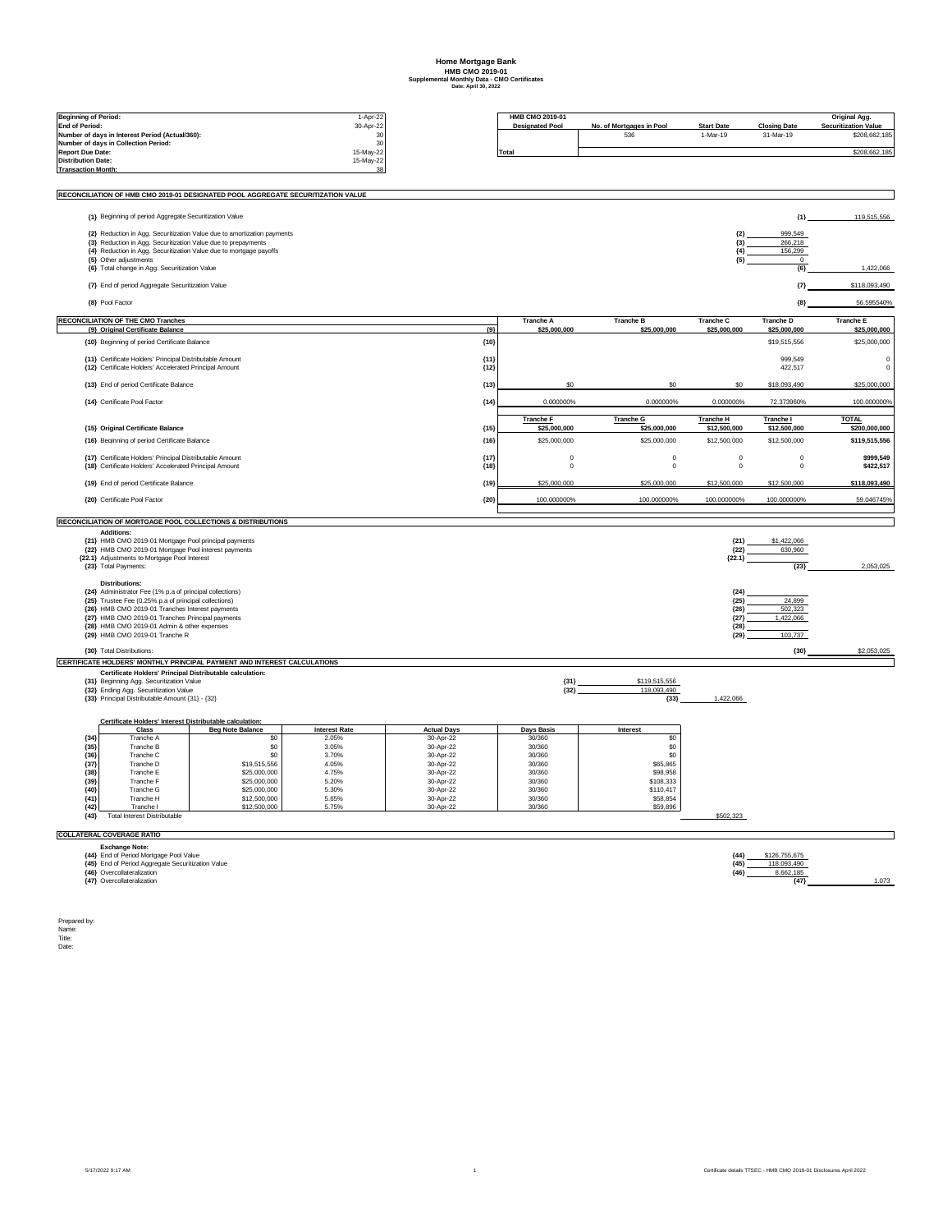# Home Mortgage Bank
## HMB CMO 2019-01
### Supplemental Monthly Data - CMO Certificates
**Date: April 30, 2022**

| | |
|---|---|
| **Beginning of Period:** | 1-Apr-22 |
| **End of Period:** | 30-Apr-22 |
| **Number of days in Interest Period (Actual/360):** | 30 |
| **Number of days in Collection Period:** | 30 |
| **Report Due Date:** | 15-May-22 |
| **Distribution Date:** | 15-May-22 |
| **Transaction Month:** | 38 |

| HMB CMO 2019-01 Designated Pool | No. of Mortgages in Pool | Start Date | Closing Date | Original Agg. Securitization Value |
|---|---|---|---|---|
| | 536 | 1-Mar-19 | 31-Mar-19 | $208,662,185 |
| **Total** | | | | $208,662,185 |

## RECONCILIATION OF HMB CMO 2019-01 DESIGNATED POOL AGGREGATE SECURITIZATION VALUE

| | | | | |
|---|---|---|---|---|
| (1) | Beginning of period Aggregate Securitization Value | | (1) | 119,515,556 |
| (2) | Reduction in Agg. Securitization Value due to amortization payments | (2) | 999,549 | |
| (3) | Reduction in Agg. Securitization Value due to prepayments | (3) | 266,218 | |
| (4) | Reduction in Agg. Securitization Value due to mortgage payoffs | (4) | 156,299 | |
| (5) | Other adjustments | (5) | 0 | |
| (6) | Total change in Agg. Securitization Value | | (6) | 1,422,066 |
| (7) | End of period Aggregate Securitization Value | | (7) | $118,093,490 |
| (8) | Pool Factor | | (8) | 56.595540% |

## RECONCILIATION OF THE CMO Tranches

| | | | Tranche A | Tranche B | Tranche C | Tranche D | Tranche E |
|---|---|---|---|---|---|---|---|
| (9) | **Original Certificate Balance** | (9) | $25,000,000 | $25,000,000 | $25,000,000 | $25,000,000 | $25,000,000 |
| (10) | Beginning of period Certificate Balance | (10) | | | | $19,515,556 | $25,000,000 |
| (11) | Certificate Holders' Principal Distributable Amount | (11) | | | | 999,549 | 0 |
| (12) | Certificate Holders' Accelerated Principal Amount | (12) | | | | 422,517 | 0 |
| (13) | End of period Certificate Balance | (13) | $0 | $0 | $0 | $18,093,490 | $25,000,000 |
| (14) | Certificate Pool Factor | (14) | 0.000000% | 0.000000% | 0.000000% | 72.373960% | 100.000000% |

| | | | Tranche F | Tranche G | Tranche H | Tranche I | TOTAL |
|---|---|---|---|---|---|---|---|
| (15) | **Original Certificate Balance** | (15) | $25,000,000 | $25,000,000 | $12,500,000 | $12,500,000 | $200,000,000 |
| (16) | Beginning of period Certificate Balance | (16) | $25,000,000 | $25,000,000 | $12,500,000 | $12,500,000 | $119,515,556 |
| (17) | Certificate Holders' Principal Distributable Amount | (17) | 0 | 0 | 0 | 0 | $999,549 |
| (18) | Certificate Holders' Accelerated Principal Amount | (18) | 0 | 0 | 0 | 0 | $422,517 |
| (19) | End of period Certificate Balance | (19) | $25,000,000 | $25,000,000 | $12,500,000 | $12,500,000 | $118,093,490 |
| (20) | Certificate Pool Factor | (20) | 100.000000% | 100.000000% | 100.000000% | 100.000000% | 59.046745% |

## RECONCILIATION OF MORTGAGE POOL COLLECTIONS & DISTRIBUTIONS

**Additions:**

| | | | | |
|---|---|---|---|---|
| (21) | HMB CMO 2019-01 Mortgage Pool principal payments | (21) | $1,422,066 | |
| (22) | HMB CMO 2019-01 Mortgage Pool interest payments | (22) | 630,960 | |
| (22.1) | Adjustments to Mortgage Pool Interest | (22.1) | | |
| (23) | Total Payments: | | (23) | 2,053,025 |

**Distributions:**

| | | | | |
|---|---|---|---|---|
| (24) | Administrator Fee (1% p.a of principal collections) | (24) | | |
| (25) | Trustee Fee (0.25% p.a of principal collections) | (25) | 24,899 | |
| (26) | HMB CMO 2019-01 Tranches Interest payments | (26) | 502,323 | |
| (27) | HMB CMO 2019-01 Tranches Principal payments | (27) | 1,422,066 | |
| (28) | HMB CMO 2019-01 Admin & other expenses | (28) | | |
| (29) | HMB CMO 2019-01 Tranche R | (29) | 103,737 | |
| (30) | Total Distributions: | | (30) | $2,053,025 |

## CERTIFICATE HOLDERS' MONTHLY PRINCIPAL PAYMENT AND INTEREST CALCULATIONS

**Certificate Holders' Principal Distributable calculation:**

| | | | | |
|---|---|---|---|---|
| (31) | Beginning Agg. Securitization Value | (31) | $119,515,556 | |
| (32) | Ending Agg. Securitization Value | (32) | 118,093,490 | |
| (33) | Principal Distributable Amount {31} - {32} | | (33) | 1,422,066 |

**Certificate Holders' Interest Distributable calculation:**

| | Class | Beg Note Balance | Interest Rate | Actual Days | Days Basis | Interest | |
|---|---|---|---|---|---|---|---|
| (34) | Tranche A | $0 | 2.05% | 30-Apr-22 | 30/360 | $0 | |
| (35) | Tranche B | $0 | 3.05% | 30-Apr-22 | 30/360 | $0 | |
| (36) | Tranche C | $0 | 3.70% | 30-Apr-22 | 30/360 | $0 | |
| (37) | Tranche D | $19,515,556 | 4.05% | 30-Apr-22 | 30/360 | $65,865 | |
| (38) | Tranche E | $25,000,000 | 4.75% | 30-Apr-22 | 30/360 | $98,958 | |
| (39) | Tranche F | $25,000,000 | 5.20% | 30-Apr-22 | 30/360 | $108,333 | |
| (40) | Tranche G | $25,000,000 | 5.30% | 30-Apr-22 | 30/360 | $110,417 | |
| (41) | Tranche H | $12,500,000 | 5.65% | 30-Apr-22 | 30/360 | $58,854 | |
| (42) | Tranche I | $12,500,000 | 5.75% | 30-Apr-22 | 30/360 | $59,896 | |
| (43) | Total Interest Distributable | | | | | | $502,323 |

## COLLATERAL COVERAGE RATIO

**Exchange Note:**

| | | | | |
|---|---|---|---|---|
| (44) | End of Period Mortgage Pool Value | (44) | $126,755,675 | |
| (45) | End of Period Aggregate Securitization Value | (45) | 118,093,490 | |
| (46) | Overcollateralization | (46) | 8,662,185 | |
| (47) | Overcollateralization | | (47) | 1.073 |

Prepared by:
Name:
Title:
Date: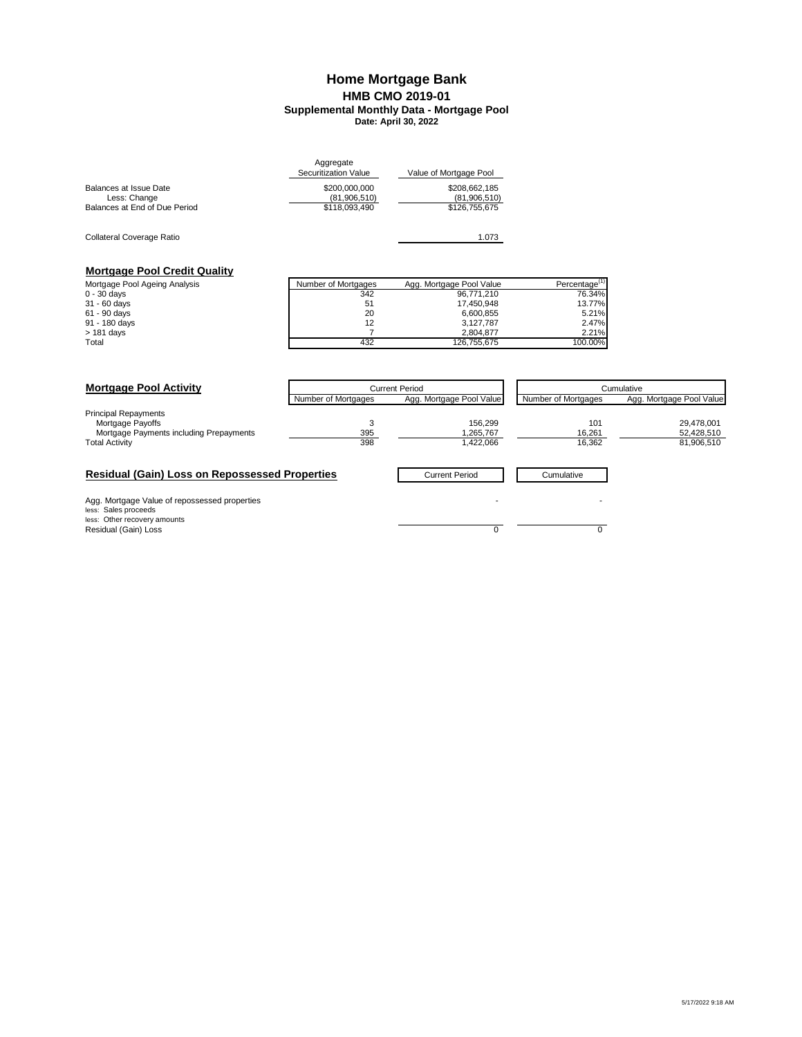# Home Mortgage Bank
## HMB CMO 2019-01
### Supplemental Monthly Data - Mortgage Pool
**Date: April 30, 2022**

| | Aggregate Securitization Value | Value of Mortgage Pool |
|---|---|---|
| Balances at Issue Date | $200,000,000 | $208,662,185 |
| Less: Change | (81,906,510) | (81,906,510) |
| Balances at End of Due Period | $118,093,490 | $126,755,675 |

Collateral Coverage Ratio 1.073

## Mortgage Pool Credit Quality

| Mortgage Pool Ageing Analysis | Number of Mortgages | Agg. Mortgage Pool Value | Percentage[1] |
|---|---|---|---|
| 0 - 30 days | 342 | 96,771,210 | 76.34% |
| 31 - 60 days | 51 | 17,450,948 | 13.77% |
| 61 - 90 days | 20 | 6,600,855 | 5.21% |
| 91 - 180 days | 12 | 3,127,787 | 2.47% |
| > 181 days | 7 | 2,804,877 | 2.21% |
| Total | 432 | 126,755,675 | 100.00% |

## Mortgage Pool Activity

| | Current Period | | Cumulative | |
|---|---|---|---|---|
| | Number of Mortgages | Agg. Mortgage Pool Value | Number of Mortgages | Agg. Mortgage Pool Value |
| Principal Repayments | | | | |
| Mortgage Payoffs | 3 | 156,299 | 101 | 29,478,001 |
| Mortgage Payments including Prepayments | 395 | 1,265,767 | 16,261 | 52,428,510 |
| Total Activity | 398 | 1,422,066 | 16,362 | 81,906,510 |

## Residual (Gain) Loss on Repossessed Properties

| | Current Period | Cumulative |
|---|---|---|
| Agg. Mortgage Value of repossessed properties | - | - |
| less: Sales proceeds | | |
| less: Other recovery amounts | | |
| Residual (Gain) Loss | 0 | 0 |